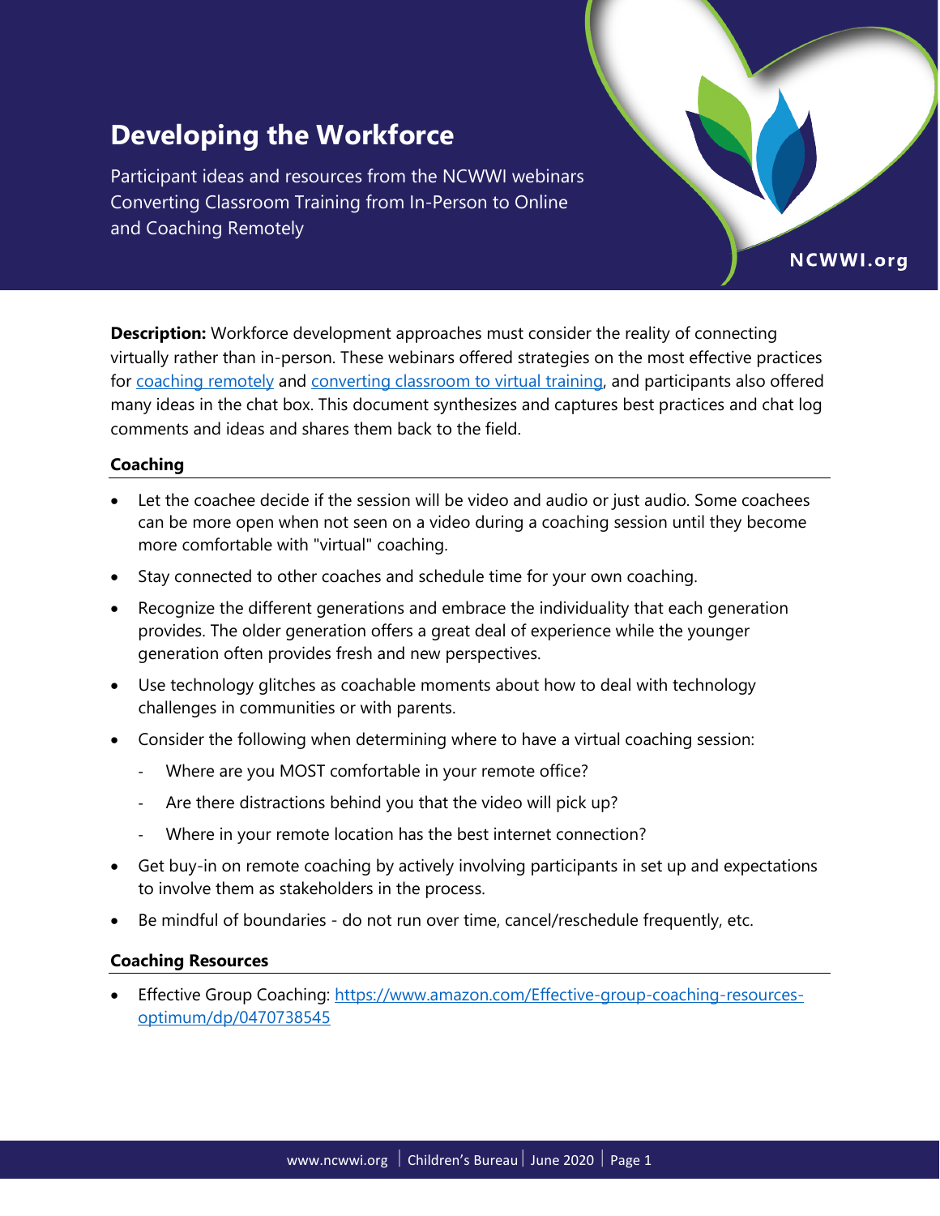# Developing the Workforce

Participant ideas and resources from the NCWWI webinars Converting Classroom Training from In-Person to Online and Coaching Remotely

NCWWI.org

**Description:** Workforce development approaches must consider the reality of connecting virtually rather than in-person. These webinars offered strategies on the most effective practices for coaching remotely and converting classroom to virtual training, and participants also offered many ideas in the chat box. This document synthesizes and captures best practices and chat log comments and ideas and shares them back to the field.

### Coaching

- Let the coachee decide if the session will be video and audio or just audio. Some coachees can be more open when not seen on a video during a coaching session until they become more comfortable with "virtual" coaching.
- Stay connected to other coaches and schedule time for your own coaching.
- Recognize the different generations and embrace the individuality that each generation provides. The older generation offers a great deal of experience while the younger generation often provides fresh and new perspectives.
- Use technology glitches as coachable moments about how to deal with technology challenges in communities or with parents.
- Consider the following when determining where to have a virtual coaching session:
  - Where are you MOST comfortable in your remote office?
  - Are there distractions behind you that the video will pick up?
  - Where in your remote location has the best internet connection?
- Get buy-in on remote coaching by actively involving participants in set up and expectations to involve them as stakeholders in the process.
- Be mindful of boundaries - do not run over time, cancel/reschedule frequently, etc.

### Coaching Resources

- Effective Group Coaching: https://www.amazon.com/Effective-group-coaching-resources-optimum/dp/0470738545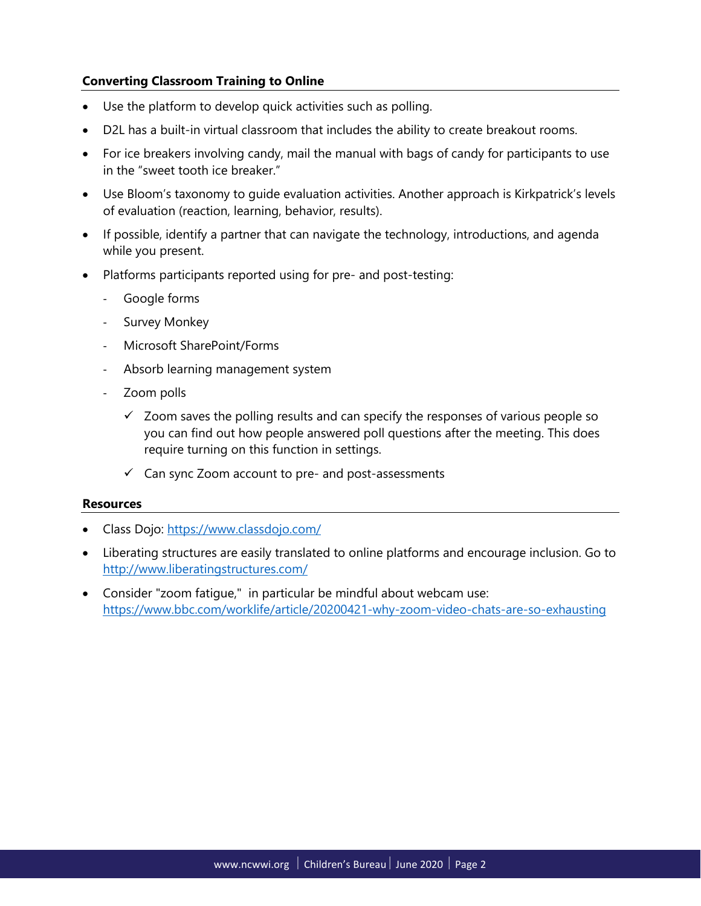**Converting Classroom Training to Online**

- Use the platform to develop quick activities such as polling.
- D2L has a built-in virtual classroom that includes the ability to create breakout rooms.
- For ice breakers involving candy, mail the manual with bags of candy for participants to use in the "sweet tooth ice breaker."
- Use Bloom's taxonomy to guide evaluation activities. Another approach is Kirkpatrick's levels of evaluation (reaction, learning, behavior, results).
- If possible, identify a partner that can navigate the technology, introductions, and agenda while you present.
- Platforms participants reported using for pre- and post-testing:
    - Google forms
    - Survey Monkey
    - Microsoft SharePoint/Forms
    - Absorb learning management system
    - Zoom polls
        - ✓ Zoom saves the polling results and can specify the responses of various people so you can find out how people answered poll questions after the meeting. This does require turning on this function in settings.
        - ✓ Can sync Zoom account to pre- and post-assessments

**Resources**

- Class Dojo: https://www.classdojo.com/
- Liberating structures are easily translated to online platforms and encourage inclusion. Go to http://www.liberatingstructures.com/
- Consider "zoom fatigue," in particular be mindful about webcam use: https://www.bbc.com/worklife/article/20200421-why-zoom-video-chats-are-so-exhausting